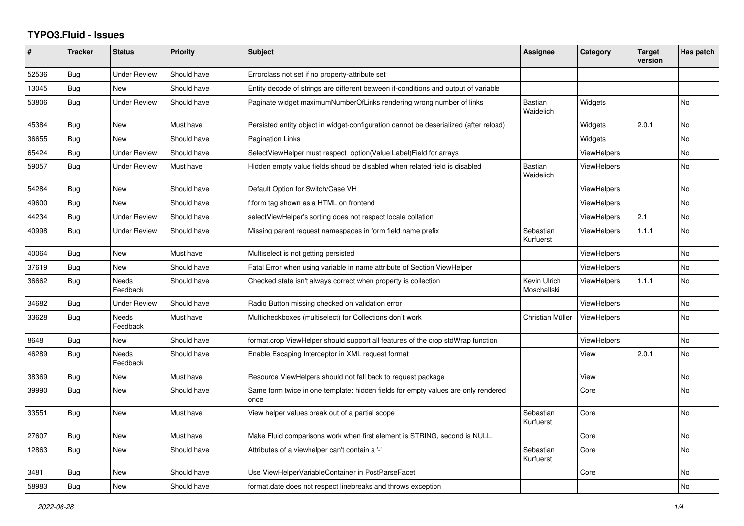# TYPO3.Fluid - Issues

| # | Tracker | Status | Priority | Subject | Assignee | Category | Target version | Has patch |
|---|---|---|---|---|---|---|---|---|
| 52536 | Bug | Under Review | Should have | Errorclass not set if no property-attribute set | | | | |
| 13045 | Bug | New | Should have | Entity decode of strings are different between if-conditions and output of variable | | | | |
| 53806 | Bug | Under Review | Should have | Paginate widget maximumNumberOfLinks rendering wrong number of links | Bastian Waidelich | Widgets | | No |
| 45384 | Bug | New | Must have | Persisted entity object in widget-configuration cannot be deserialized (after reload) | | Widgets | 2.0.1 | No |
| 36655 | Bug | New | Should have | Pagination Links | | Widgets | | No |
| 65424 | Bug | Under Review | Should have | SelectViewHelper must respect option(Value\|Label)Field for arrays | | ViewHelpers | | No |
| 59057 | Bug | Under Review | Must have | Hidden empty value fields shoud be disabled when related field is disabled | Bastian Waidelich | ViewHelpers | | No |
| 54284 | Bug | New | Should have | Default Option for Switch/Case VH | | ViewHelpers | | No |
| 49600 | Bug | New | Should have | f:form tag shown as a HTML on frontend | | ViewHelpers | | No |
| 44234 | Bug | Under Review | Should have | selectViewHelper's sorting does not respect locale collation | | ViewHelpers | 2.1 | No |
| 40998 | Bug | Under Review | Should have | Missing parent request namespaces in form field name prefix | Sebastian Kurfuerst | ViewHelpers | 1.1.1 | No |
| 40064 | Bug | New | Must have | Multiselect is not getting persisted | | ViewHelpers | | No |
| 37619 | Bug | New | Should have | Fatal Error when using variable in name attribute of Section ViewHelper | | ViewHelpers | | No |
| 36662 | Bug | Needs Feedback | Should have | Checked state isn't always correct when property is collection | Kevin Ulrich Moschallski | ViewHelpers | 1.1.1 | No |
| 34682 | Bug | Under Review | Should have | Radio Button missing checked on validation error | | ViewHelpers | | No |
| 33628 | Bug | Needs Feedback | Must have | Multicheckboxes (multiselect) for Collections don't work | Christian Müller | ViewHelpers | | No |
| 8648 | Bug | New | Should have | format.crop ViewHelper should support all features of the crop stdWrap function | | ViewHelpers | | No |
| 46289 | Bug | Needs Feedback | Should have | Enable Escaping Interceptor in XML request format | | View | 2.0.1 | No |
| 38369 | Bug | New | Must have | Resource ViewHelpers should not fall back to request package | | View | | No |
| 39990 | Bug | New | Should have | Same form twice in one template: hidden fields for empty values are only rendered once | | Core | | No |
| 33551 | Bug | New | Must have | View helper values break out of a partial scope | Sebastian Kurfuerst | Core | | No |
| 27607 | Bug | New | Must have | Make Fluid comparisons work when first element is STRING, second is NULL. | | Core | | No |
| 12863 | Bug | New | Should have | Attributes of a viewhelper can't contain a '-' | Sebastian Kurfuerst | Core | | No |
| 3481 | Bug | New | Should have | Use ViewHelperVariableContainer in PostParseFacet | | Core | | No |
| 58983 | Bug | New | Should have | format.date does not respect linebreaks and throws exception | | | | No |

*2022-06-28*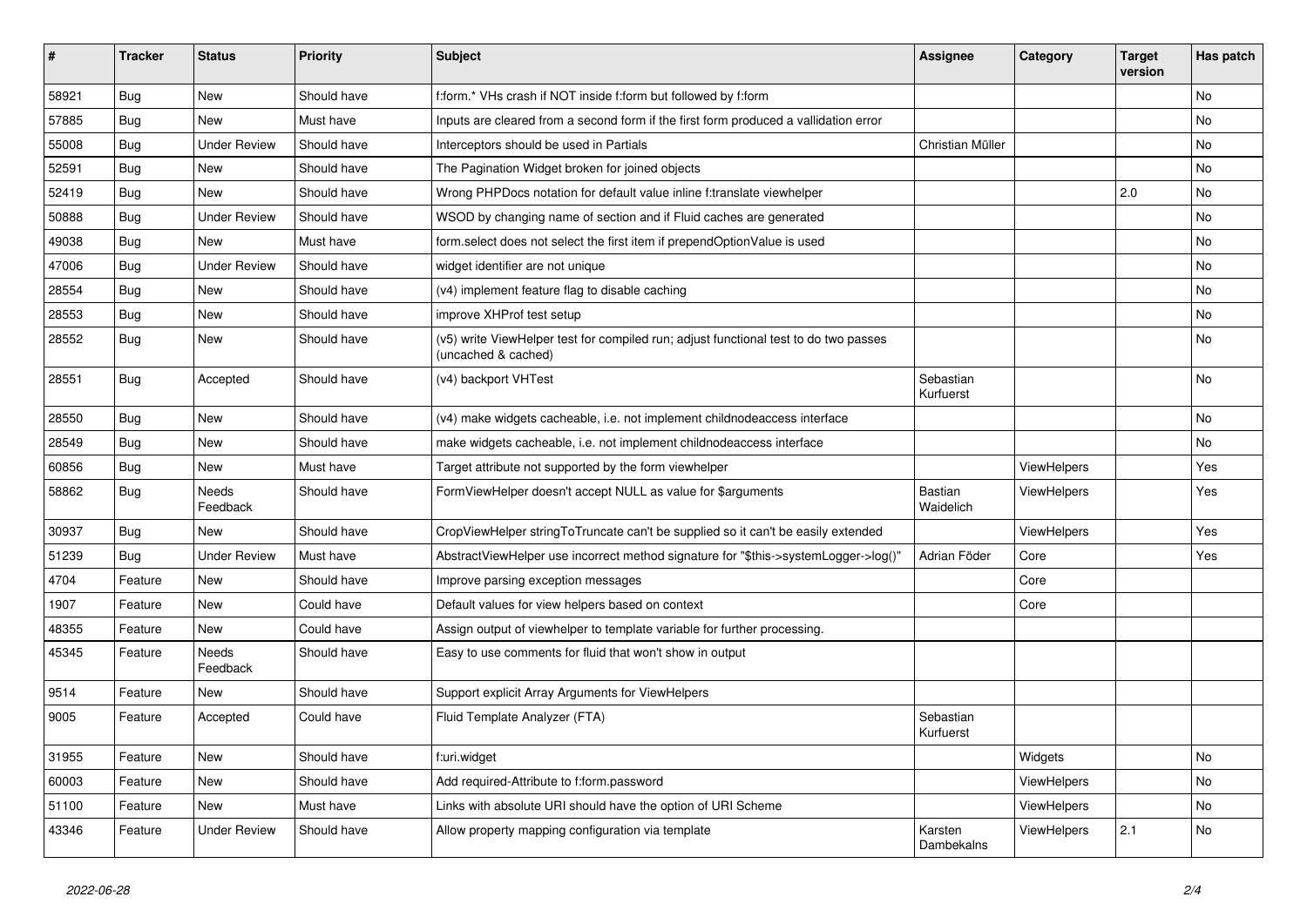| # | Tracker | Status | Priority | Subject | Assignee | Category | Target version | Has patch |
|---|---|---|---|---|---|---|---|---|
| 58921 | Bug | New | Should have | f:form.* VHs crash if NOT inside f:form but followed by f:form | | | | No |
| 57885 | Bug | New | Must have | Inputs are cleared from a second form if the first form produced a vallidation error | | | | No |
| 55008 | Bug | Under Review | Should have | Interceptors should be used in Partials | Christian Müller | | | No |
| 52591 | Bug | New | Should have | The Pagination Widget broken for joined objects | | | | No |
| 52419 | Bug | New | Should have | Wrong PHPDocs notation for default value inline f:translate viewhelper | | | 2.0 | No |
| 50888 | Bug | Under Review | Should have | WSOD by changing name of section and if Fluid caches are generated | | | | No |
| 49038 | Bug | New | Must have | form.select does not select the first item if prependOptionValue is used | | | | No |
| 47006 | Bug | Under Review | Should have | widget identifier are not unique | | | | No |
| 28554 | Bug | New | Should have | (v4) implement feature flag to disable caching | | | | No |
| 28553 | Bug | New | Should have | improve XHProf test setup | | | | No |
| 28552 | Bug | New | Should have | (v5) write ViewHelper test for compiled run; adjust functional test to do two passes (uncached & cached) | | | | No |
| 28551 | Bug | Accepted | Should have | (v4) backport VHTest | Sebastian Kurfuerst | | | No |
| 28550 | Bug | New | Should have | (v4) make widgets cacheable, i.e. not implement childnodeaccess interface | | | | No |
| 28549 | Bug | New | Should have | make widgets cacheable, i.e. not implement childnodeaccess interface | | | | No |
| 60856 | Bug | New | Must have | Target attribute not supported by the form viewhelper | | ViewHelpers | | Yes |
| 58862 | Bug | Needs Feedback | Should have | FormViewHelper doesn't accept NULL as value for $arguments | Bastian Waidelich | ViewHelpers | | Yes |
| 30937 | Bug | New | Should have | CropViewHelper stringToTruncate can't be supplied so it can't be easily extended | | ViewHelpers | | Yes |
| 51239 | Bug | Under Review | Must have | AbstractViewHelper use incorrect method signature for "$this->systemLogger->log()" | Adrian Föder | Core | | Yes |
| 4704 | Feature | New | Should have | Improve parsing exception messages | | Core | | |
| 1907 | Feature | New | Could have | Default values for view helpers based on context | | Core | | |
| 48355 | Feature | New | Could have | Assign output of viewhelper to template variable for further processing. | | | | |
| 45345 | Feature | Needs Feedback | Should have | Easy to use comments for fluid that won't show in output | | | | |
| 9514 | Feature | New | Should have | Support explicit Array Arguments for ViewHelpers | | | | |
| 9005 | Feature | Accepted | Could have | Fluid Template Analyzer (FTA) | Sebastian Kurfuerst | | | |
| 31955 | Feature | New | Should have | f:uri.widget | | Widgets | | No |
| 60003 | Feature | New | Should have | Add required-Attribute to f:form.password | | ViewHelpers | | No |
| 51100 | Feature | New | Must have | Links with absolute URI should have the option of URI Scheme | | ViewHelpers | | No |
| 43346 | Feature | Under Review | Should have | Allow property mapping configuration via template | Karsten Dambekalns | ViewHelpers | 2.1 | No |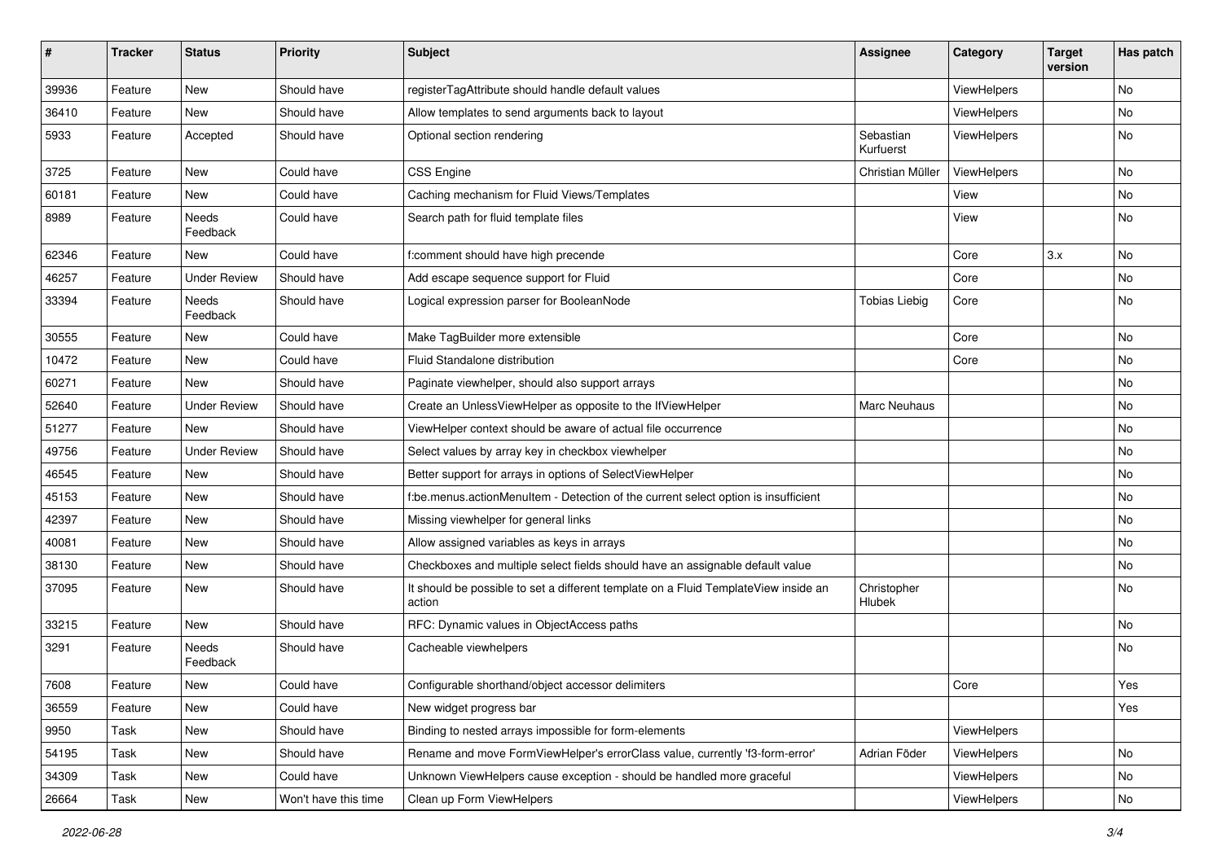| # | Tracker | Status | Priority | Subject | Assignee | Category | Target version | Has patch |
|---|---|---|---|---|---|---|---|---|
| 39936 | Feature | New | Should have | registerTagAttribute should handle default values | | ViewHelpers | | No |
| 36410 | Feature | New | Should have | Allow templates to send arguments back to layout | | ViewHelpers | | No |
| 5933 | Feature | Accepted | Should have | Optional section rendering | Sebastian Kurfuerst | ViewHelpers | | No |
| 3725 | Feature | New | Could have | CSS Engine | Christian Müller | ViewHelpers | | No |
| 60181 | Feature | New | Could have | Caching mechanism for Fluid Views/Templates | | View | | No |
| 8989 | Feature | Needs Feedback | Could have | Search path for fluid template files | | View | | No |
| 62346 | Feature | New | Could have | f:comment should have high precende | | Core | 3.x | No |
| 46257 | Feature | Under Review | Should have | Add escape sequence support for Fluid | | Core | | No |
| 33394 | Feature | Needs Feedback | Should have | Logical expression parser for BooleanNode | Tobias Liebig | Core | | No |
| 30555 | Feature | New | Could have | Make TagBuilder more extensible | | Core | | No |
| 10472 | Feature | New | Could have | Fluid Standalone distribution | | Core | | No |
| 60271 | Feature | New | Should have | Paginate viewhelper, should also support arrays | | | | No |
| 52640 | Feature | Under Review | Should have | Create an UnlessViewHelper as opposite to the IfViewHelper | Marc Neuhaus | | | No |
| 51277 | Feature | New | Should have | ViewHelper context should be aware of actual file occurrence | | | | No |
| 49756 | Feature | Under Review | Should have | Select values by array key in checkbox viewhelper | | | | No |
| 46545 | Feature | New | Should have | Better support for arrays in options of SelectViewHelper | | | | No |
| 45153 | Feature | New | Should have | f:be.menus.actionMenuItem - Detection of the current select option is insufficient | | | | No |
| 42397 | Feature | New | Should have | Missing viewhelper for general links | | | | No |
| 40081 | Feature | New | Should have | Allow assigned variables as keys in arrays | | | | No |
| 38130 | Feature | New | Should have | Checkboxes and multiple select fields should have an assignable default value | | | | No |
| 37095 | Feature | New | Should have | It should be possible to set a different template on a Fluid TemplateView inside an action | Christopher Hlubek | | | No |
| 33215 | Feature | New | Should have | RFC: Dynamic values in ObjectAccess paths | | | | No |
| 3291 | Feature | Needs Feedback | Should have | Cacheable viewhelpers | | | | No |
| 7608 | Feature | New | Could have | Configurable shorthand/object accessor delimiters | | Core | | Yes |
| 36559 | Feature | New | Could have | New widget progress bar | | | | Yes |
| 9950 | Task | New | Should have | Binding to nested arrays impossible for form-elements | | ViewHelpers | | |
| 54195 | Task | New | Should have | Rename and move FormViewHelper's errorClass value, currently 'f3-form-error' | Adrian Föder | ViewHelpers | | No |
| 34309 | Task | New | Could have | Unknown ViewHelpers cause exception - should be handled more graceful | | ViewHelpers | | No |
| 26664 | Task | New | Won't have this time | Clean up Form ViewHelpers | | ViewHelpers | | No |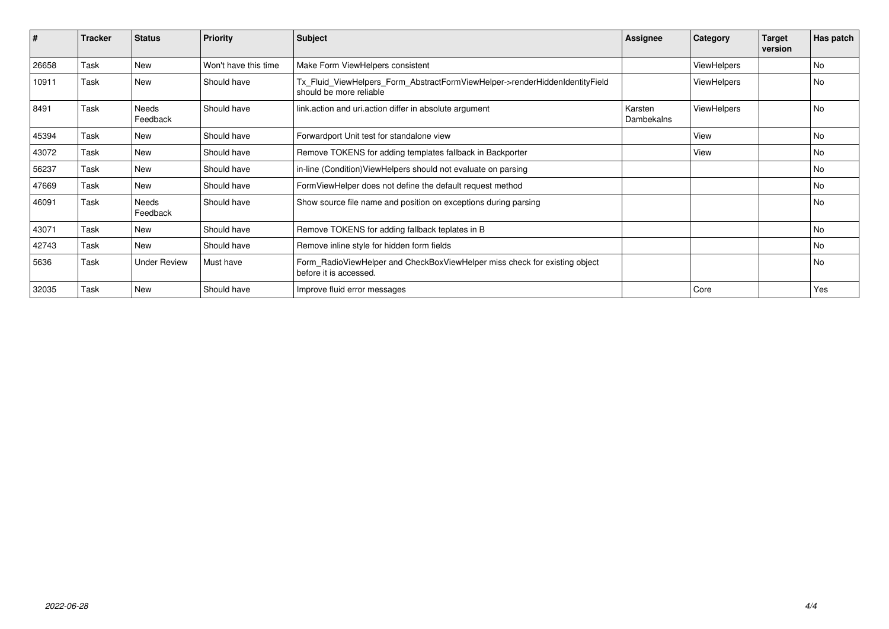| # | Tracker | Status | Priority | Subject | Assignee | Category | Target version | Has patch |
| --- | --- | --- | --- | --- | --- | --- | --- | --- |
| 26658 | Task | New | Won't have this time | Make Form ViewHelpers consistent | | ViewHelpers | | No |
| 10911 | Task | New | Should have | Tx_Fluid_ViewHelpers_Form_AbstractFormViewHelper->renderHiddenIdentityField should be more reliable | | ViewHelpers | | No |
| 8491 | Task | Needs Feedback | Should have | link.action and uri.action differ in absolute argument | Karsten Dambekalns | ViewHelpers | | No |
| 45394 | Task | New | Should have | Forwardport Unit test for standalone view | | View | | No |
| 43072 | Task | New | Should have | Remove TOKENS for adding templates fallback in Backporter | | View | | No |
| 56237 | Task | New | Should have | in-line (Condition)ViewHelpers should not evaluate on parsing | | | | No |
| 47669 | Task | New | Should have | FormViewHelper does not define the default request method | | | | No |
| 46091 | Task | Needs Feedback | Should have | Show source file name and position on exceptions during parsing | | | | No |
| 43071 | Task | New | Should have | Remove TOKENS for adding fallback teplates in B | | | | No |
| 42743 | Task | New | Should have | Remove inline style for hidden form fields | | | | No |
| 5636 | Task | Under Review | Must have | Form_RadioViewHelper and CheckBoxViewHelper miss check for existing object before it is accessed. | | | | No |
| 32035 | Task | New | Should have | Improve fluid error messages | | Core | | Yes |

*2022-06-28*